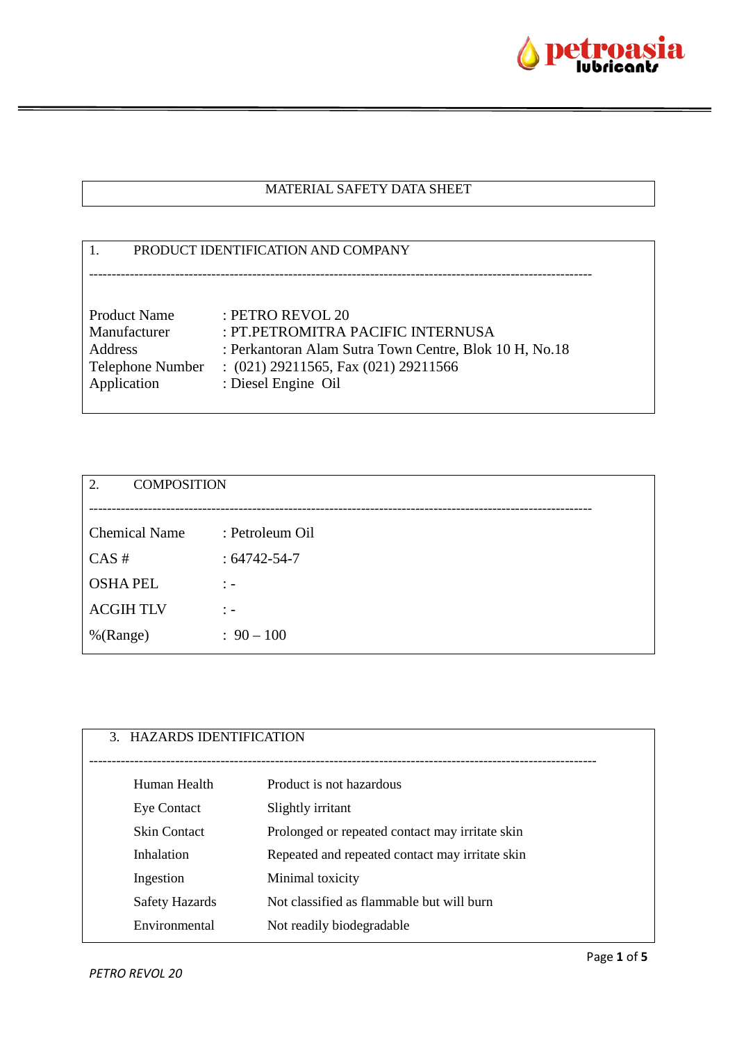# MATERIAL SAFETY DATA SHEET

## 1. PRODUCT IDENTIFICATION AND COMPANY

---

| | |
|---|---|
| Product Name | : PETRO REVOL 20 |
| Manufacturer | : PT.PETROMITRA PACIFIC INTERNUSA |
| Address | : Perkantoran Alam Sutra Town Centre, Blok 10 H, No.18 |
| Telephone Number | : (021) 29211565, Fax (021) 29211566 |
| Application | : Diesel Engine Oil |

## 2. COMPOSITION

---

| | |
|---|---|
| Chemical Name | : Petroleum Oil |
| CAS # | : 64742-54-7 |
| OSHA PEL | : - |
| ACGIH TLV | : - |
| %(Range) | : 90 – 100 |

## 3. HAZARDS IDENTIFICATION

---

| | |
|---|---|
| Human Health | Product is not hazardous |
| Eye Contact | Slightly irritant |
| Skin Contact | Prolonged or repeated contact may irritate skin |
| Inhalation | Repeated and repeated contact may irritate skin |
| Ingestion | Minimal toxicity |
| Safety Hazards | Not classified as flammable but will burn |
| Environmental | Not readily biodegradable |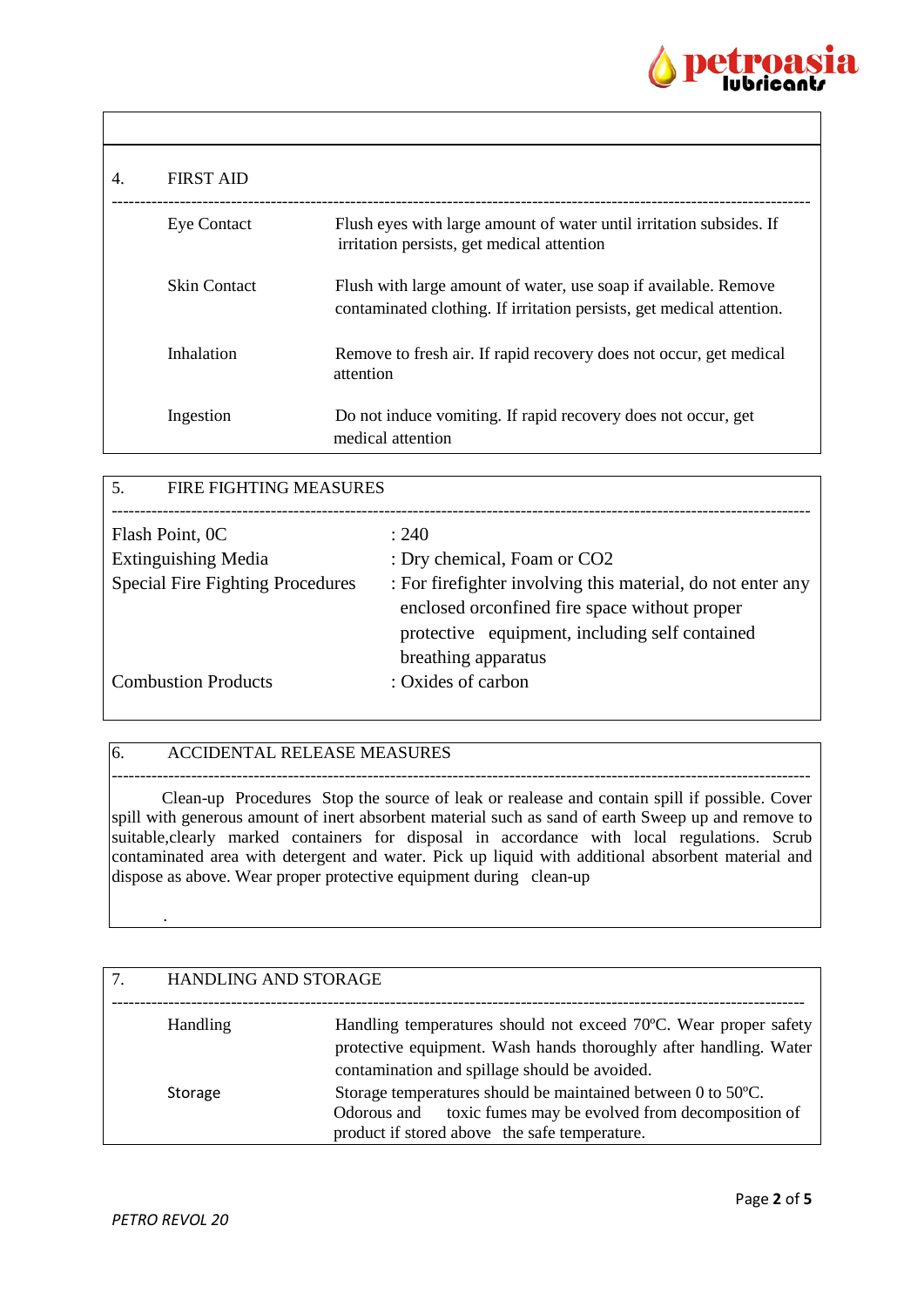## 4. FIRST AID

| | |
|---|---|
| Eye Contact | Flush eyes with large amount of water until irritation subsides. If irritation persists, get medical attention |
| Skin Contact | Flush with large amount of water, use soap if available. Remove contaminated clothing. If irritation persists, get medical attention. |
| Inhalation | Remove to fresh air. If rapid recovery does not occur, get medical attention |
| Ingestion | Do not induce vomiting. If rapid recovery does not occur, get medical attention |

## 5. FIRE FIGHTING MEASURES

| | |
|---|---|
| Flash Point, 0C | : 240 |
| Extinguishing Media | : Dry chemical, Foam or $CO_2$ |
| Special Fire Fighting Procedures | : For firefighter involving this material, do not enter any enclosed orconfined fire space without proper protective equipment, including self contained breathing apparatus |
| Combustion Products | : Oxides of carbon |

## 6. ACCIDENTAL RELEASE MEASURES

Clean-up Procedures Stop the source of leak or realease and contain spill if possible. Cover spill with generous amount of inert absorbent material such as sand of earth Sweep up and remove to suitable,clearly marked containers for disposal in accordance with local regulations. Scrub contaminated area with detergent and water. Pick up liquid with additional absorbent material and dispose as above. Wear proper protective equipment during clean-up

.

## 7. HANDLING AND STORAGE

| | |
|---|---|
| Handling | Handling temperatures should not exceed 70ºC. Wear proper safety protective equipment. Wash hands thoroughly after handling. Water contamination and spillage should be avoided. |
| Storage | Storage temperatures should be maintained between 0 to 50ºC. Odorous and toxic fumes may be evolved from decomposition of product if stored above the safe temperature. |

*PETRO REVOL 20*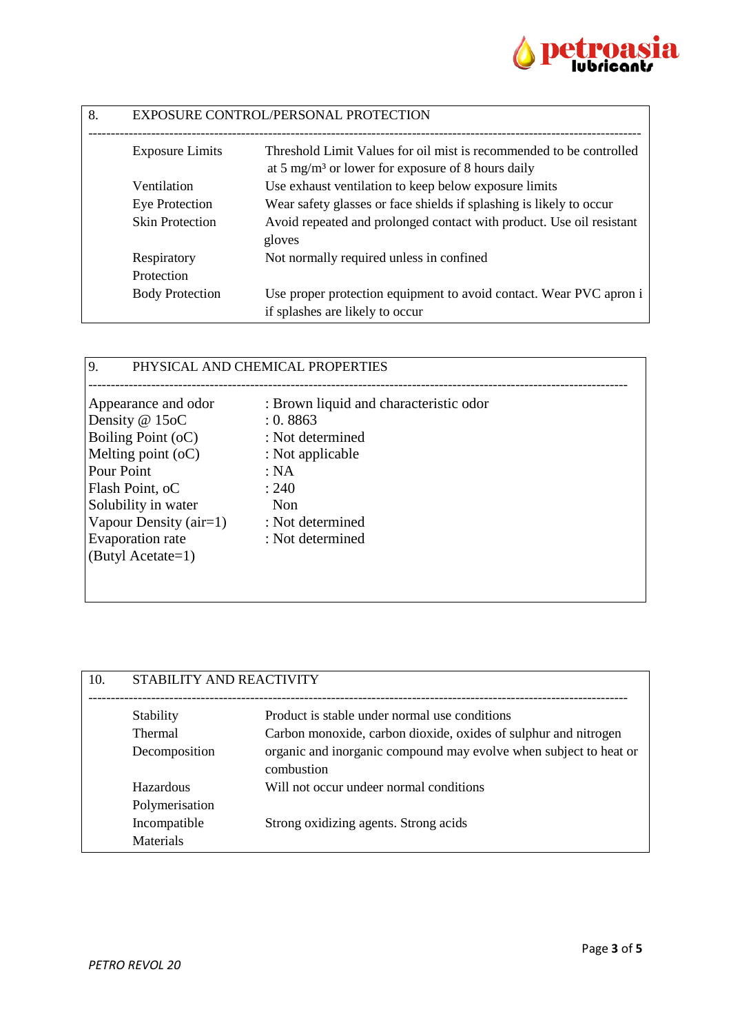## 8. EXPOSURE CONTROL/PERSONAL PROTECTION

| | |
|---|---|
| Exposure Limits | Threshold Limit Values for oil mist is recommended to be controlled at 5 mg/m³ or lower for exposure of 8 hours daily |
| Ventilation | Use exhaust ventilation to keep below exposure limits |
| Eye Protection | Wear safety glasses or face shields if splashing is likely to occur |
| Skin Protection | Avoid repeated and prolonged contact with product. Use oil resistant gloves |
| Respiratory Protection | Not normally required unless in confined |
| Body Protection | Use proper protection equipment to avoid contact. Wear PVC apron i if splashes are likely to occur |

## 9. PHYSICAL AND CHEMICAL PROPERTIES

| | |
|---|---|
| Appearance and odor | : Brown liquid and characteristic odor |
| Density @ 15oC | : 0. 8863 |
| Boiling Point (oC) | : Not determined |
| Melting point (oC) | : Not applicable |
| Pour Point | : NA |
| Flash Point, oC | : 240 |
| Solubility in water | Non |
| Vapour Density (air=1) | : Not determined |
| Evaporation rate (Butyl Acetate=1) | : Not determined |

## 10. STABILITY AND REACTIVITY

| | |
|---|---|
| Stability | Product is stable under normal use conditions |
| Thermal Decomposition | Carbon monoxide, carbon dioxide, oxides of sulphur and nitrogen organic and inorganic compound may evolve when subject to heat or combustion |
| Hazardous Polymerisation | Will not occur undeer normal conditions |
| Incompatible Materials | Strong oxidizing agents. Strong acids |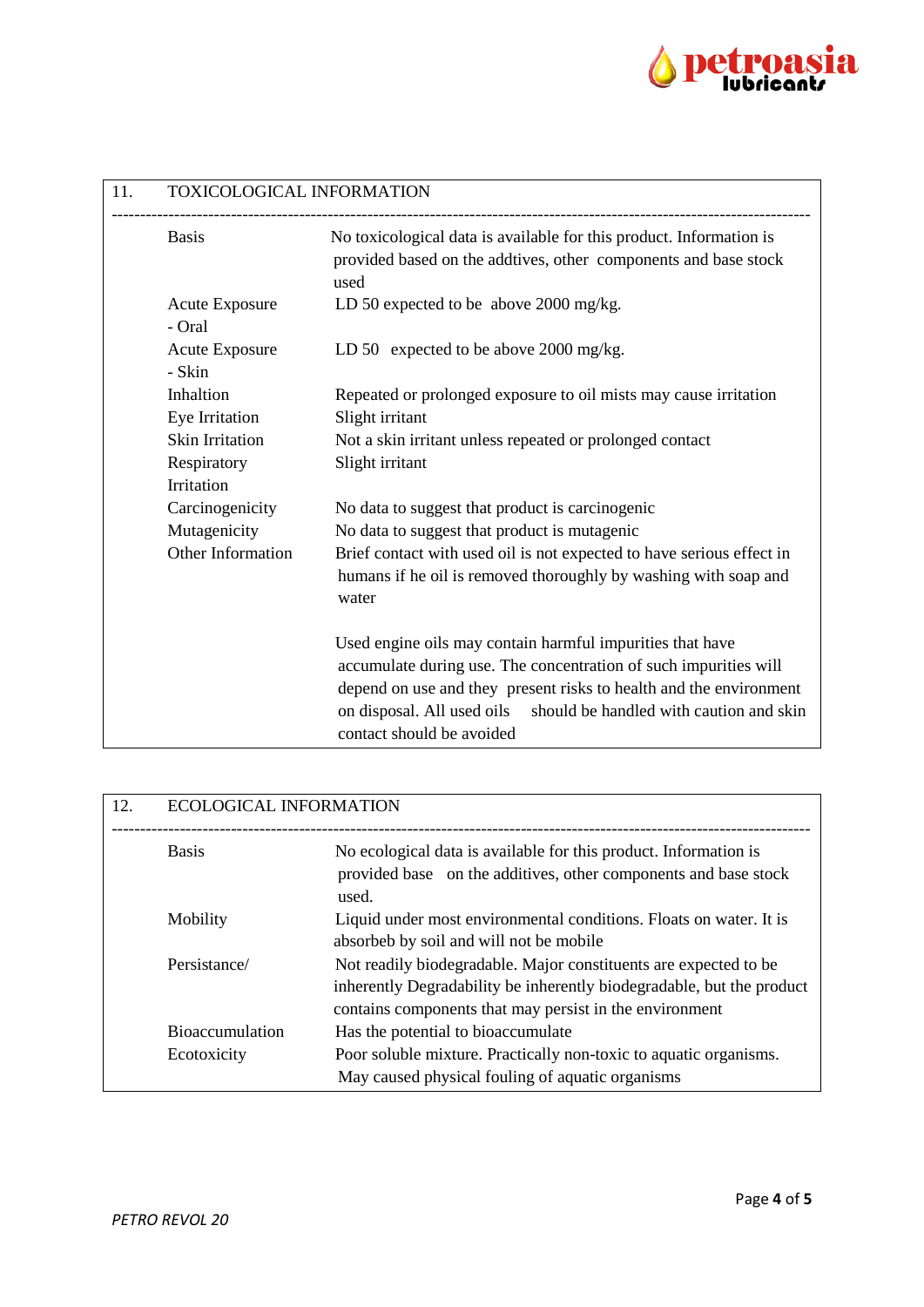## 11. TOXICOLOGICAL INFORMATION

| | |
|---|---|
| Basis | No toxicological data is available for this product. Information is provided based on the addtives, other components and base stock used |
| Acute Exposure - Oral | LD 50 expected to be above 2000 mg/kg. |
| Acute Exposure - Skin | LD 50 expected to be above 2000 mg/kg. |
| Inhaltion | Repeated or prolonged exposure to oil mists may cause irritation |
| Eye Irritation | Slight irritant |
| Skin Irritation | Not a skin irritant unless repeated or prolonged contact |
| Respiratory Irritation | Slight irritant |
| Carcinogenicity | No data to suggest that product is carcinogenic |
| Mutagenicity | No data to suggest that product is mutagenic |
| Other Information | Brief contact with used oil is not expected to have serious effect in humans if he oil is removed thoroughly by washing with soap and water<br><br>Used engine oils may contain harmful impurities that have accumulate during use. The concentration of such impurities will depend on use and they present risks to health and the environment on disposal. All used oils should be handled with caution and skin contact should be avoided |

## 12. ECOLOGICAL INFORMATION

| | |
|---|---|
| Basis | No ecological data is available for this product. Information is provided base on the additives, other components and base stock used. |
| Mobility | Liquid under most environmental conditions. Floats on water. It is absorbeb by soil and will not be mobile |
| Persistance/ | Not readily biodegradable. Major constituents are expected to be inherently Degradability be inherently biodegradable, but the product contains components that may persist in the environment |
| Bioaccumulation | Has the potential to bioaccumulate |
| Ecotoxicity | Poor soluble mixture. Practically non-toxic to aquatic organisms. May caused physical fouling of aquatic organisms |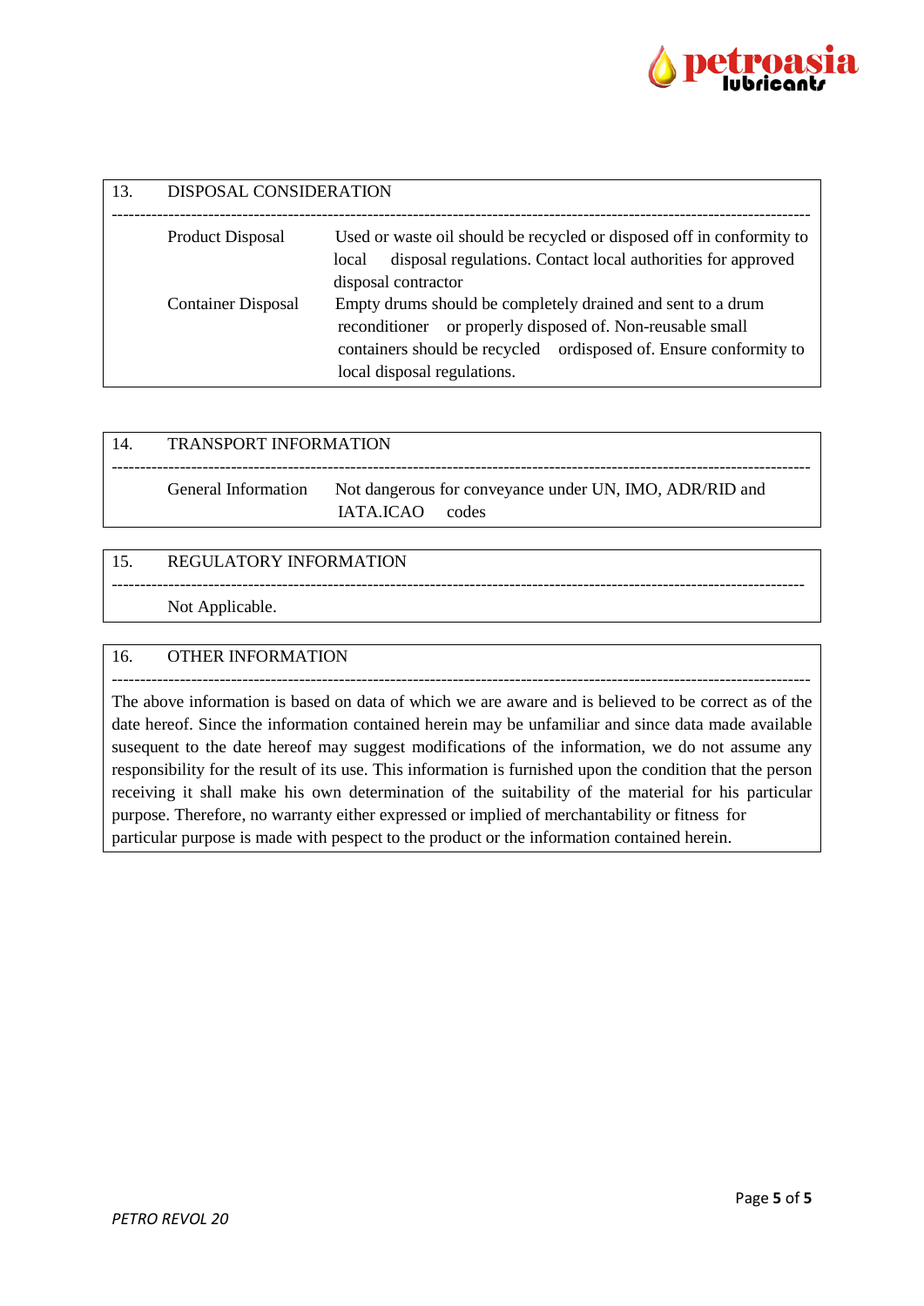## 13. DISPOSAL CONSIDERATION

| | |
|---|---|
| Product Disposal | Used or waste oil should be recycled or disposed off in conformity to local disposal regulations. Contact local authorities for approved disposal contractor |
| Container Disposal | Empty drums should be completely drained and sent to a drum reconditioner or properly disposed of. Non-reusable small containers should be recycled ordisposed of. Ensure conformity to local disposal regulations. |

## 14. TRANSPORT INFORMATION

| | |
|---|---|
| General Information | Not dangerous for conveyance under UN, IMO, ADR/RID and IATA.ICAO codes |

## 15. REGULATORY INFORMATION

Not Applicable.

## 16. OTHER INFORMATION

The above information is based on data of which we are aware and is believed to be correct as of the date hereof. Since the information contained herein may be unfamiliar and since data made available susequent to the date hereof may suggest modifications of the information, we do not assume any responsibility for the result of its use. This information is furnished upon the condition that the person receiving it shall make his own determination of the suitability of the material for his particular purpose. Therefore, no warranty either expressed or implied of merchantability or fitness for particular purpose is made with pespect to the product or the information contained herein.